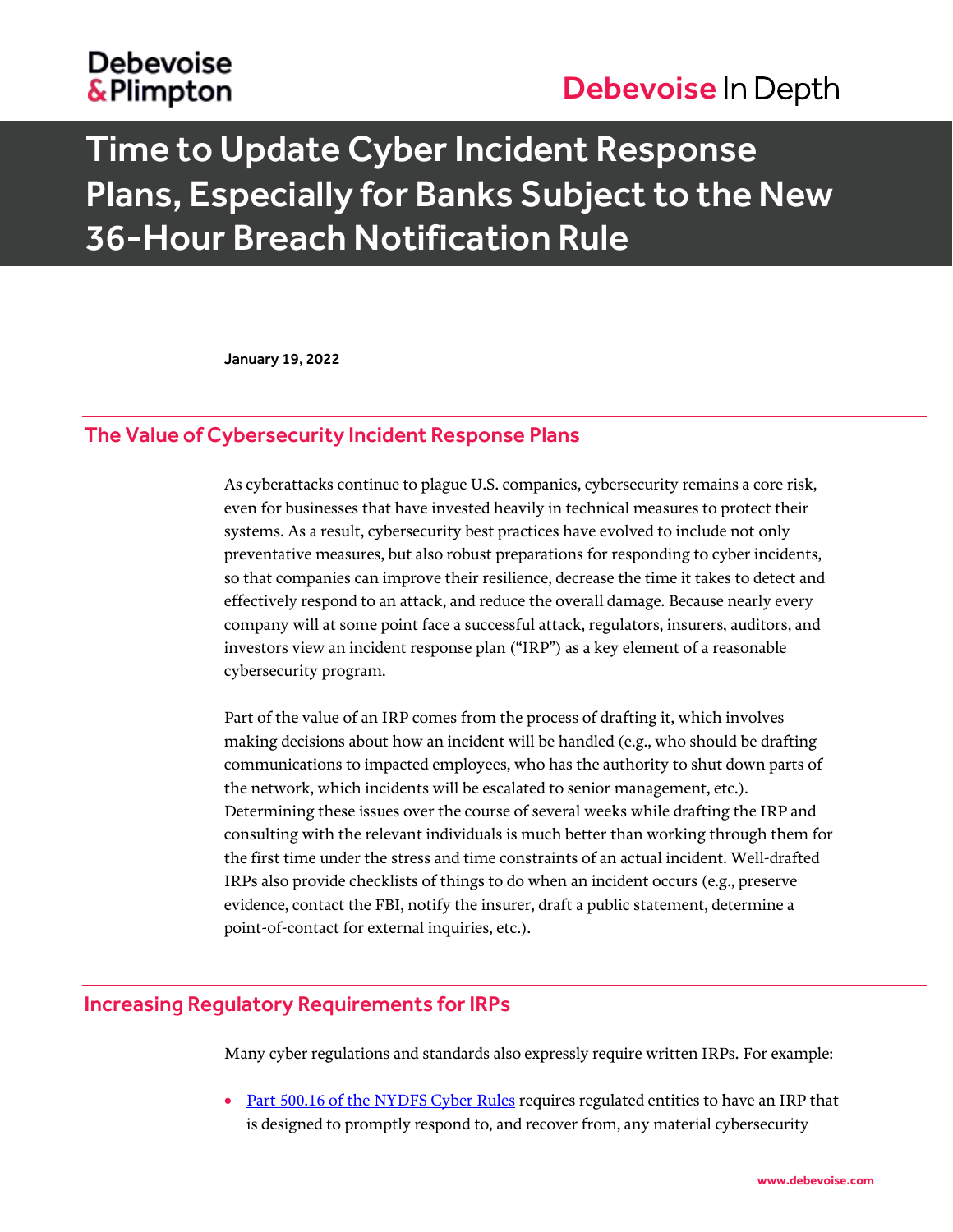# Time to Update Cyber Incident Response Plans, Especially for Banks Subject to the New 36-Hour Breach Notification Rule

**January 19, 2022**

## The Value of Cybersecurity Incident Response Plans

As cyberattacks continue to plague U.S. companies, cybersecurity remains a core risk, even for businesses that have invested heavily in technical measures to protect their systems. As a result, cybersecurity best practices have evolved to include not only preventative measures, but also robust preparations for responding to cyber incidents, so that companies can improve their resilience, decrease the time it takes to detect and effectively respond to an attack, and reduce the overall damage. Because nearly every company will at some point face a successful attack, regulators, insurers, auditors, and investors view an incident response plan ("IRP") as a key element of a reasonable cybersecurity program.

Part of the value of an IRP comes from the process of drafting it, which involves making decisions about how an incident will be handled (e.g., who should be drafting communications to impacted employees, who has the authority to shut down parts of the network, which incidents will be escalated to senior management, etc.). Determining these issues over the course of several weeks while drafting the IRP and consulting with the relevant individuals is much better than working through them for the first time under the stress and time constraints of an actual incident. Well-drafted IRPs also provide checklists of things to do when an incident occurs (e.g., preserve evidence, contact the FBI, notify the insurer, draft a public statement, determine a point-of-contact for external inquiries, etc.).

## Increasing Regulatory Requirements for IRPs

Many cyber regulations and standards also expressly require written IRPs. For example:

- Part 500.16 of the NYDFS Cyber Rules requires regulated entities to have an IRP that is designed to promptly respond to, and recover from, any material cybersecurity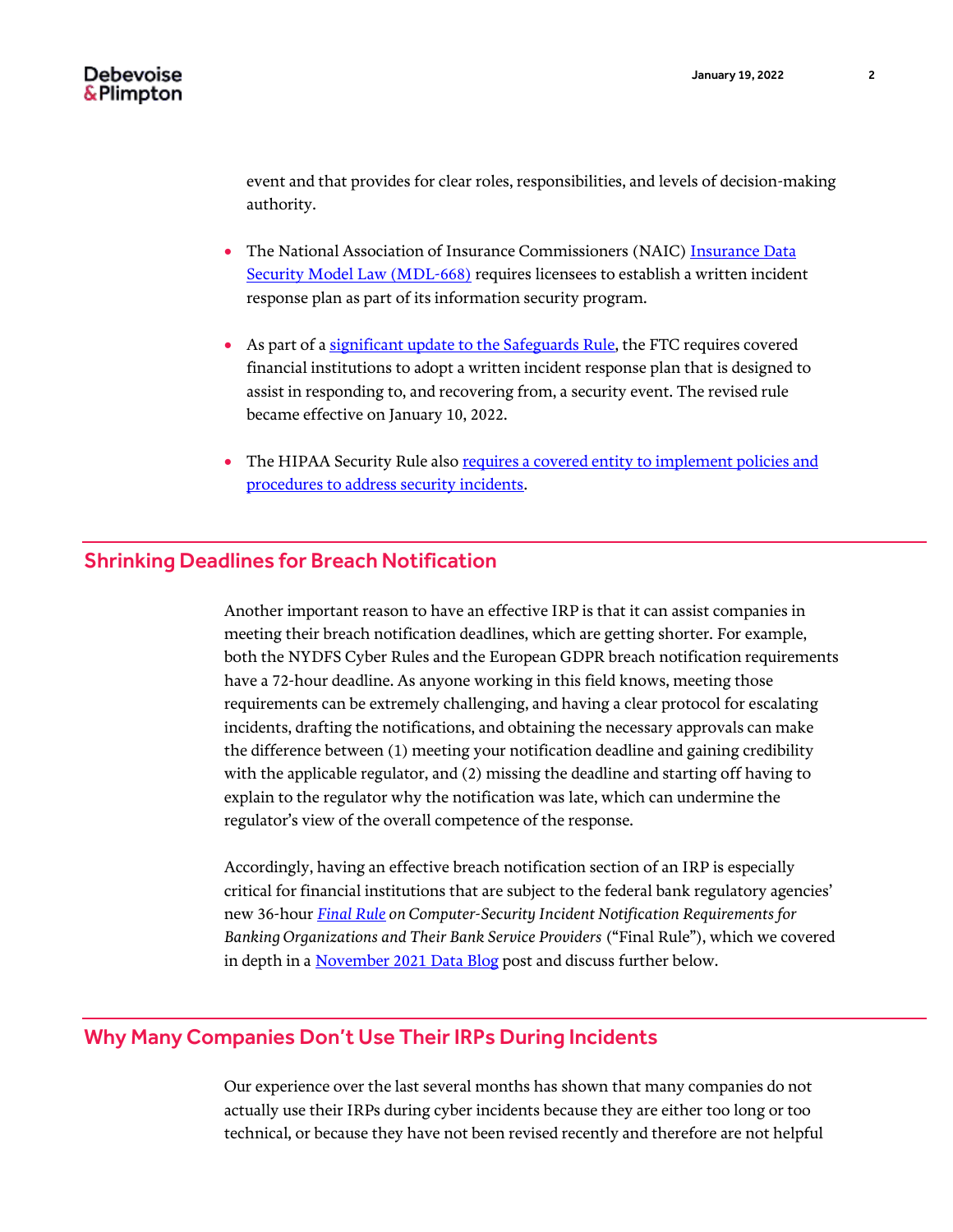event and that provides for clear roles, responsibilities, and levels of decision-making authority.

- The National Association of Insurance Commissioners (NAIC) Insurance Data Security Model Law (MDL-668) requires licensees to establish a written incident response plan as part of its information security program.

- As part of a significant update to the Safeguards Rule, the FTC requires covered financial institutions to adopt a written incident response plan that is designed to assist in responding to, and recovering from, a security event. The revised rule became effective on January 10, 2022.

- The HIPAA Security Rule also requires a covered entity to implement policies and procedures to address security incidents.

## Shrinking Deadlines for Breach Notification

Another important reason to have an effective IRP is that it can assist companies in meeting their breach notification deadlines, which are getting shorter. For example, both the NYDFS Cyber Rules and the European GDPR breach notification requirements have a 72-hour deadline. As anyone working in this field knows, meeting those requirements can be extremely challenging, and having a clear protocol for escalating incidents, drafting the notifications, and obtaining the necessary approvals can make the difference between (1) meeting your notification deadline and gaining credibility with the applicable regulator, and (2) missing the deadline and starting off having to explain to the regulator why the notification was late, which can undermine the regulator's view of the overall competence of the response.

Accordingly, having an effective breach notification section of an IRP is especially critical for financial institutions that are subject to the federal bank regulatory agencies' new 36-hour *Final Rule on Computer-Security Incident Notification Requirements for Banking Organizations and Their Bank Service Providers* ("Final Rule"), which we covered in depth in a November 2021 Data Blog post and discuss further below.

## Why Many Companies Don't Use Their IRPs During Incidents

Our experience over the last several months has shown that many companies do not actually use their IRPs during cyber incidents because they are either too long or too technical, or because they have not been revised recently and therefore are not helpful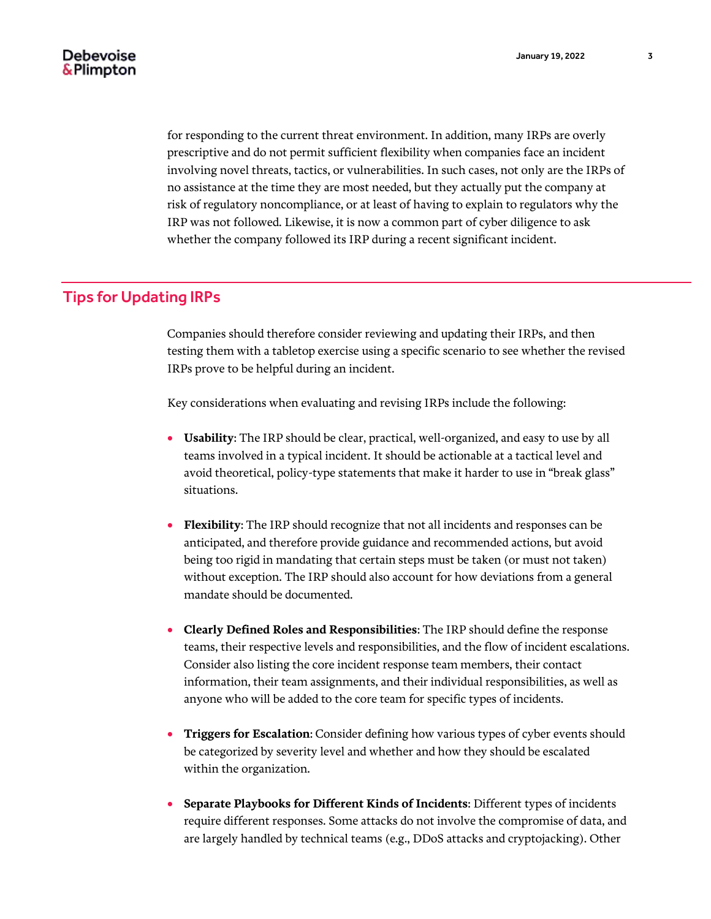for responding to the current threat environment. In addition, many IRPs are overly prescriptive and do not permit sufficient flexibility when companies face an incident involving novel threats, tactics, or vulnerabilities. In such cases, not only are the IRPs of no assistance at the time they are most needed, but they actually put the company at risk of regulatory noncompliance, or at least of having to explain to regulators why the IRP was not followed. Likewise, it is now a common part of cyber diligence to ask whether the company followed its IRP during a recent significant incident.

## Tips for Updating IRPs

Companies should therefore consider reviewing and updating their IRPs, and then testing them with a tabletop exercise using a specific scenario to see whether the revised IRPs prove to be helpful during an incident.

Key considerations when evaluating and revising IRPs include the following:

- **Usability**: The IRP should be clear, practical, well-organized, and easy to use by all teams involved in a typical incident. It should be actionable at a tactical level and avoid theoretical, policy-type statements that make it harder to use in "break glass" situations.

- **Flexibility**: The IRP should recognize that not all incidents and responses can be anticipated, and therefore provide guidance and recommended actions, but avoid being too rigid in mandating that certain steps must be taken (or must not taken) without exception. The IRP should also account for how deviations from a general mandate should be documented.

- **Clearly Defined Roles and Responsibilities**: The IRP should define the response teams, their respective levels and responsibilities, and the flow of incident escalations. Consider also listing the core incident response team members, their contact information, their team assignments, and their individual responsibilities, as well as anyone who will be added to the core team for specific types of incidents.

- **Triggers for Escalation**: Consider defining how various types of cyber events should be categorized by severity level and whether and how they should be escalated within the organization.

- **Separate Playbooks for Different Kinds of Incidents**: Different types of incidents require different responses. Some attacks do not involve the compromise of data, and are largely handled by technical teams (e.g., DDoS attacks and cryptojacking). Other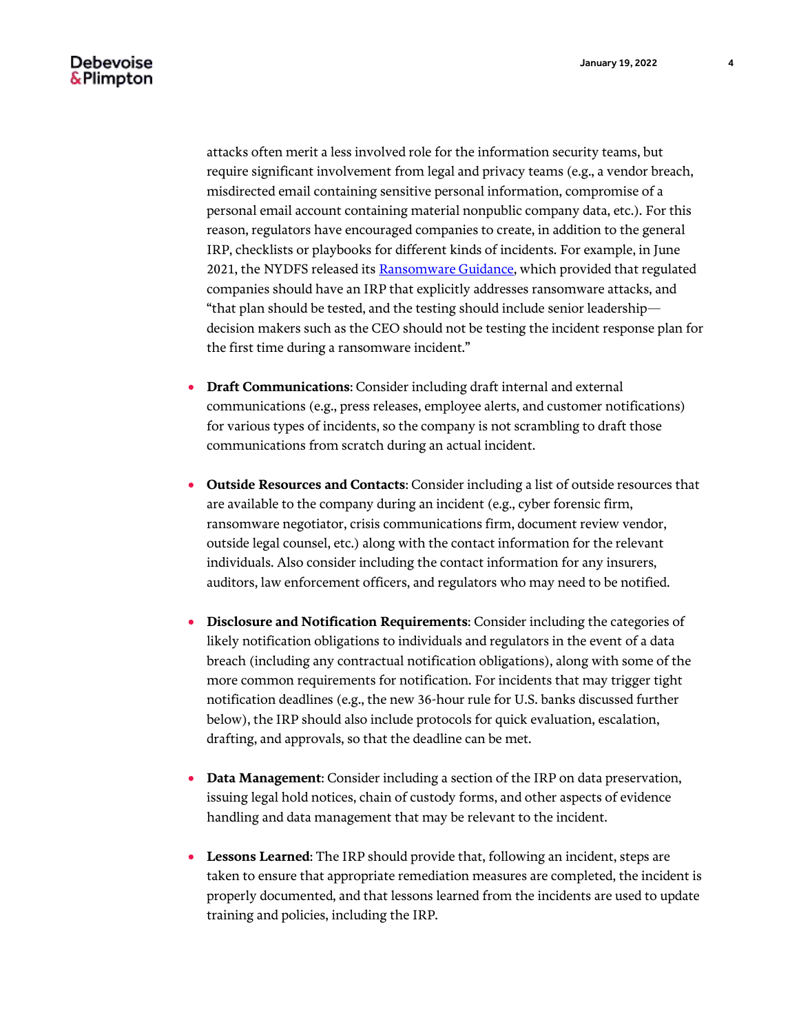attacks often merit a less involved role for the information security teams, but require significant involvement from legal and privacy teams (e.g., a vendor breach, misdirected email containing sensitive personal information, compromise of a personal email account containing material nonpublic company data, etc.). For this reason, regulators have encouraged companies to create, in addition to the general IRP, checklists or playbooks for different kinds of incidents. For example, in June 2021, the NYDFS released its Ransomware Guidance, which provided that regulated companies should have an IRP that explicitly addresses ransomware attacks, and "that plan should be tested, and the testing should include senior leadership—decision makers such as the CEO should not be testing the incident response plan for the first time during a ransomware incident."

- **Draft Communications**: Consider including draft internal and external communications (e.g., press releases, employee alerts, and customer notifications) for various types of incidents, so the company is not scrambling to draft those communications from scratch during an actual incident.

- **Outside Resources and Contacts**: Consider including a list of outside resources that are available to the company during an incident (e.g., cyber forensic firm, ransomware negotiator, crisis communications firm, document review vendor, outside legal counsel, etc.) along with the contact information for the relevant individuals. Also consider including the contact information for any insurers, auditors, law enforcement officers, and regulators who may need to be notified.

- **Disclosure and Notification Requirements**: Consider including the categories of likely notification obligations to individuals and regulators in the event of a data breach (including any contractual notification obligations), along with some of the more common requirements for notification. For incidents that may trigger tight notification deadlines (e.g., the new 36-hour rule for U.S. banks discussed further below), the IRP should also include protocols for quick evaluation, escalation, drafting, and approvals, so that the deadline can be met.

- **Data Management**: Consider including a section of the IRP on data preservation, issuing legal hold notices, chain of custody forms, and other aspects of evidence handling and data management that may be relevant to the incident.

- **Lessons Learned**: The IRP should provide that, following an incident, steps are taken to ensure that appropriate remediation measures are completed, the incident is properly documented, and that lessons learned from the incidents are used to update training and policies, including the IRP.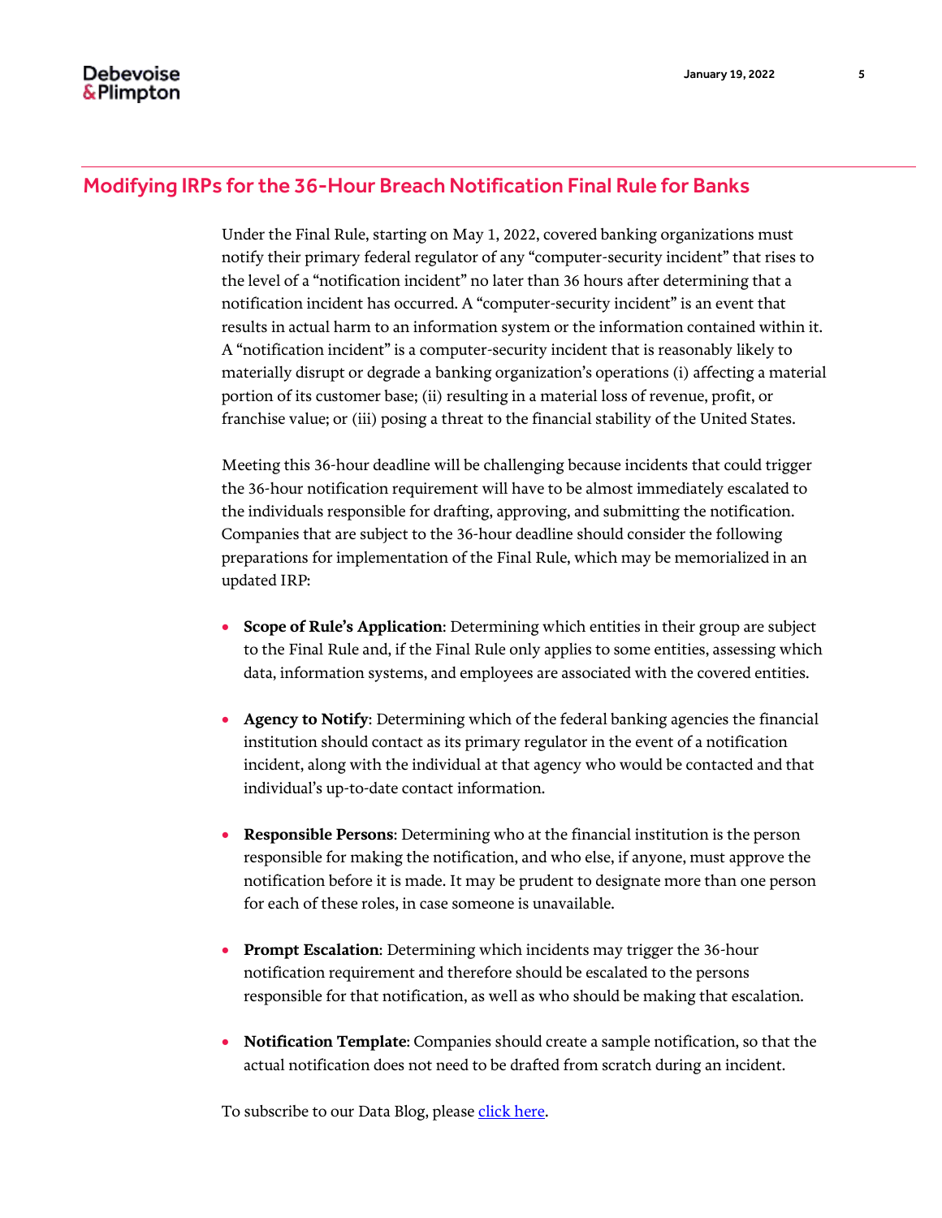## Modifying IRPs for the 36-Hour Breach Notification Final Rule for Banks

Under the Final Rule, starting on May 1, 2022, covered banking organizations must notify their primary federal regulator of any "computer-security incident" that rises to the level of a "notification incident" no later than 36 hours after determining that a notification incident has occurred. A "computer-security incident" is an event that results in actual harm to an information system or the information contained within it. A "notification incident" is a computer-security incident that is reasonably likely to materially disrupt or degrade a banking organization's operations (i) affecting a material portion of its customer base; (ii) resulting in a material loss of revenue, profit, or franchise value; or (iii) posing a threat to the financial stability of the United States.

Meeting this 36-hour deadline will be challenging because incidents that could trigger the 36-hour notification requirement will have to be almost immediately escalated to the individuals responsible for drafting, approving, and submitting the notification. Companies that are subject to the 36-hour deadline should consider the following preparations for implementation of the Final Rule, which may be memorialized in an updated IRP:

- **Scope of Rule's Application**: Determining which entities in their group are subject to the Final Rule and, if the Final Rule only applies to some entities, assessing which data, information systems, and employees are associated with the covered entities.

- **Agency to Notify**: Determining which of the federal banking agencies the financial institution should contact as its primary regulator in the event of a notification incident, along with the individual at that agency who would be contacted and that individual's up-to-date contact information.

- **Responsible Persons**: Determining who at the financial institution is the person responsible for making the notification, and who else, if anyone, must approve the notification before it is made. It may be prudent to designate more than one person for each of these roles, in case someone is unavailable.

- **Prompt Escalation**: Determining which incidents may trigger the 36-hour notification requirement and therefore should be escalated to the persons responsible for that notification, as well as who should be making that escalation.

- **Notification Template**: Companies should create a sample notification, so that the actual notification does not need to be drafted from scratch during an incident.

To subscribe to our Data Blog, please click here.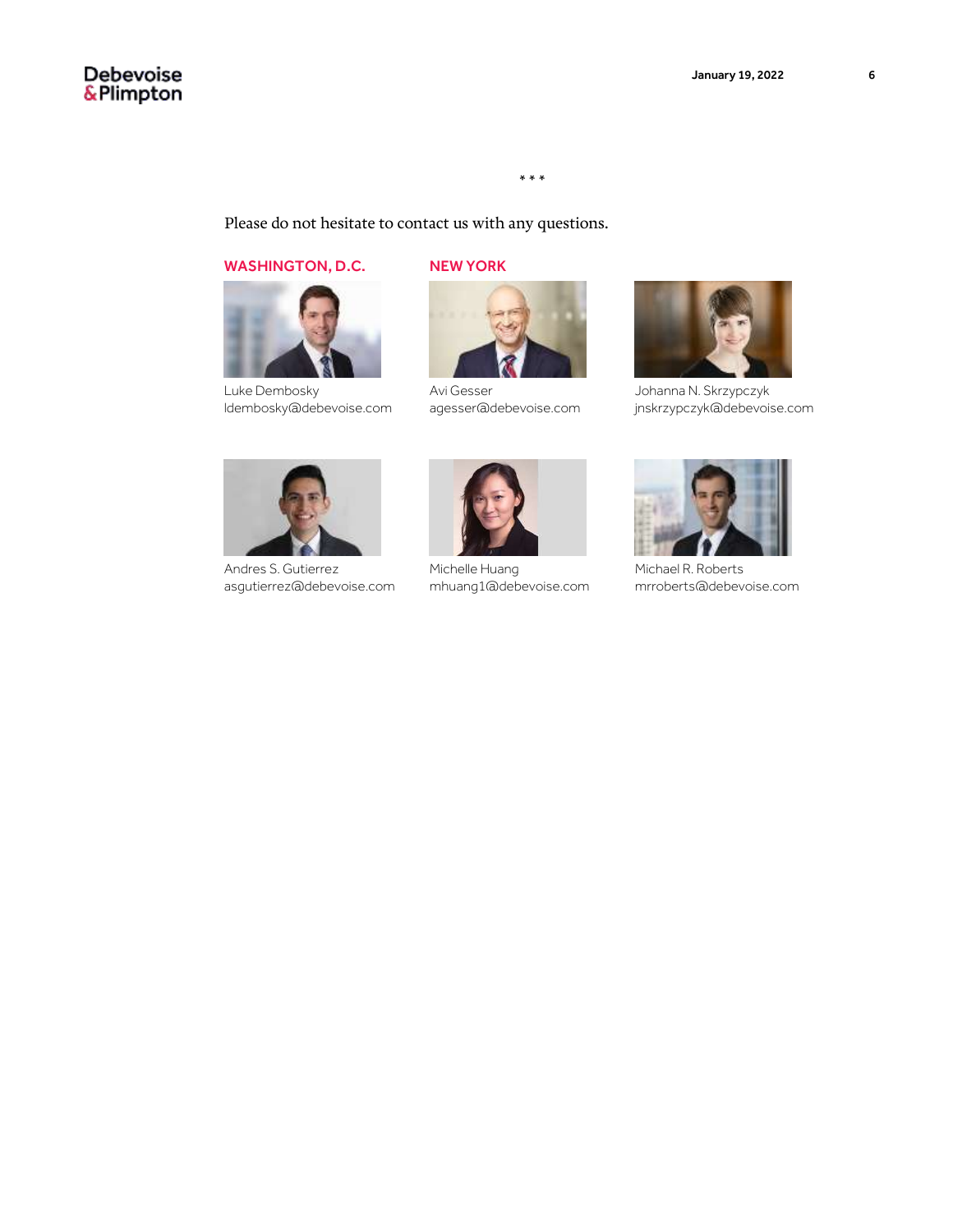\* \* \*

Please do not hesitate to contact us with any questions.

**WASHINGTON, D.C.**

Luke Dembosky
ldembosky@debevoise.com

**NEW YORK**

Avi Gesser
agesser@debevoise.com

Johanna N. Skrzypczyk
jnskrzypczyk@debevoise.com

Andres S. Gutierrez
asgutierrez@debevoise.com

Michelle Huang
mhuang1@debevoise.com

Michael R. Roberts
mrroberts@debevoise.com